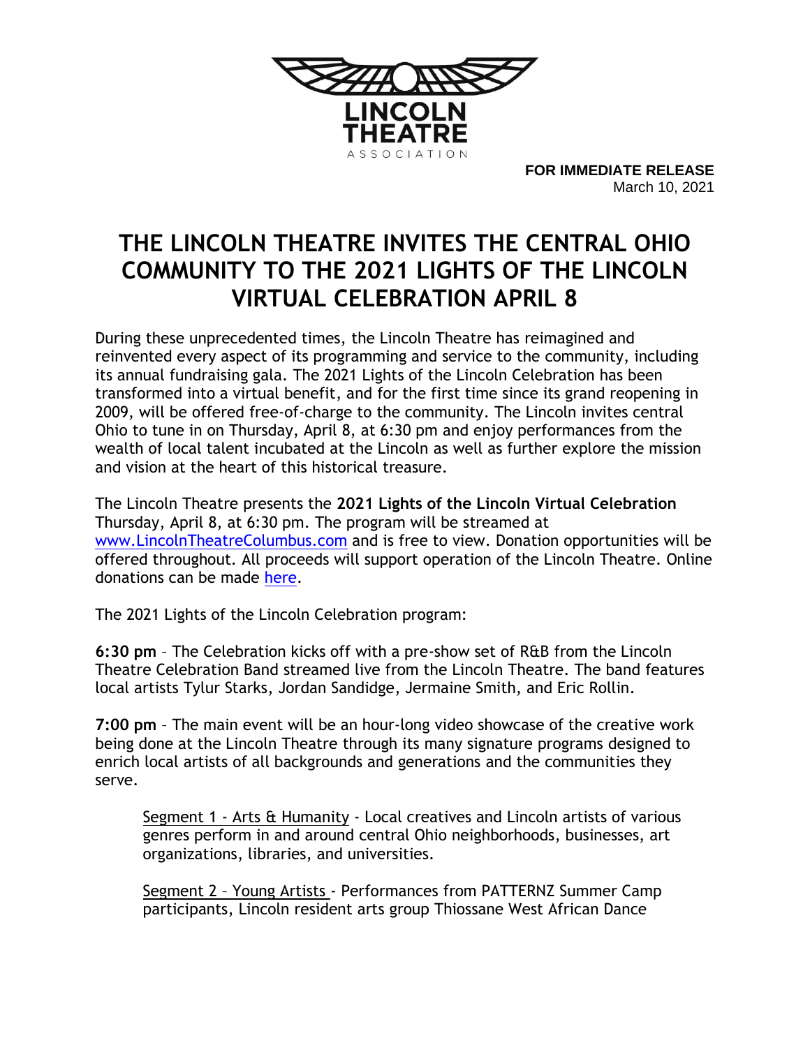LINCOLN THEATRE ASSOCIATION

**FOR IMMEDIATE RELEASE**
March 10, 2021

# THE LINCOLN THEATRE INVITES THE CENTRAL OHIO COMMUNITY TO THE 2021 LIGHTS OF THE LINCOLN VIRTUAL CELEBRATION APRIL 8

During these unprecedented times, the Lincoln Theatre has reimagined and reinvented every aspect of its programming and service to the community, including its annual fundraising gala. The 2021 Lights of the Lincoln Celebration has been transformed into a virtual benefit, and for the first time since its grand reopening in 2009, will be offered free-of-charge to the community. The Lincoln invites central Ohio to tune in on Thursday, April 8, at 6:30 pm and enjoy performances from the wealth of local talent incubated at the Lincoln as well as further explore the mission and vision at the heart of this historical treasure.

The Lincoln Theatre presents the **2021 Lights of the Lincoln Virtual Celebration** Thursday, April 8, at 6:30 pm. The program will be streamed at [www.LincolnTheatreColumbus.com](www.LincolnTheatreColumbus.com) and is free to view. Donation opportunities will be offered throughout. All proceeds will support operation of the Lincoln Theatre. Online donations can be made here.

The 2021 Lights of the Lincoln Celebration program:

**6:30 pm** – The Celebration kicks off with a pre-show set of R&B from the Lincoln Theatre Celebration Band streamed live from the Lincoln Theatre. The band features local artists Tylur Starks, Jordan Sandidge, Jermaine Smith, and Eric Rollin.

**7:00 pm** – The main event will be an hour-long video showcase of the creative work being done at the Lincoln Theatre through its many signature programs designed to enrich local artists of all backgrounds and generations and the communities they serve.

> Segment 1 - Arts & Humanity - Local creatives and Lincoln artists of various genres perform in and around central Ohio neighborhoods, businesses, art organizations, libraries, and universities.
>
> Segment 2 – Young Artists - Performances from PATTERNZ Summer Camp participants, Lincoln resident arts group Thiossane West African Dance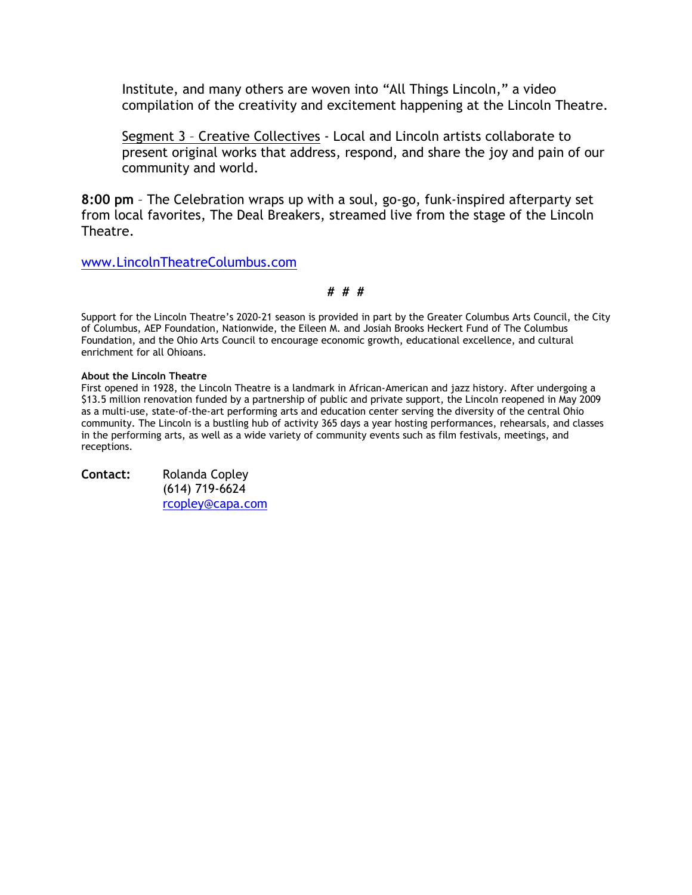Institute, and many others are woven into "All Things Lincoln," a video compilation of the creativity and excitement happening at the Lincoln Theatre.

Segment 3 – Creative Collectives - Local and Lincoln artists collaborate to present original works that address, respond, and share the joy and pain of our community and world.

**8:00 pm** – The Celebration wraps up with a soul, go-go, funk-inspired afterparty set from local favorites, The Deal Breakers, streamed live from the stage of the Lincoln Theatre.

www.LincolnTheatreColumbus.com

***# # #***

Support for the Lincoln Theatre's 2020-21 season is provided in part by the Greater Columbus Arts Council, the City of Columbus, AEP Foundation, Nationwide, the Eileen M. and Josiah Brooks Heckert Fund of The Columbus Foundation, and the Ohio Arts Council to encourage economic growth, educational excellence, and cultural enrichment for all Ohioans.

**About the Lincoln Theatre**
First opened in 1928, the Lincoln Theatre is a landmark in African-American and jazz history. After undergoing a $13.5 million renovation funded by a partnership of public and private support, the Lincoln reopened in May 2009 as a multi-use, state-of-the-art performing arts and education center serving the diversity of the central Ohio community. The Lincoln is a bustling hub of activity 365 days a year hosting performances, rehearsals, and classes in the performing arts, as well as a wide variety of community events such as film festivals, meetings, and receptions.

**Contact:** Rolanda Copley
(614) 719-6624
rcopley@capa.com